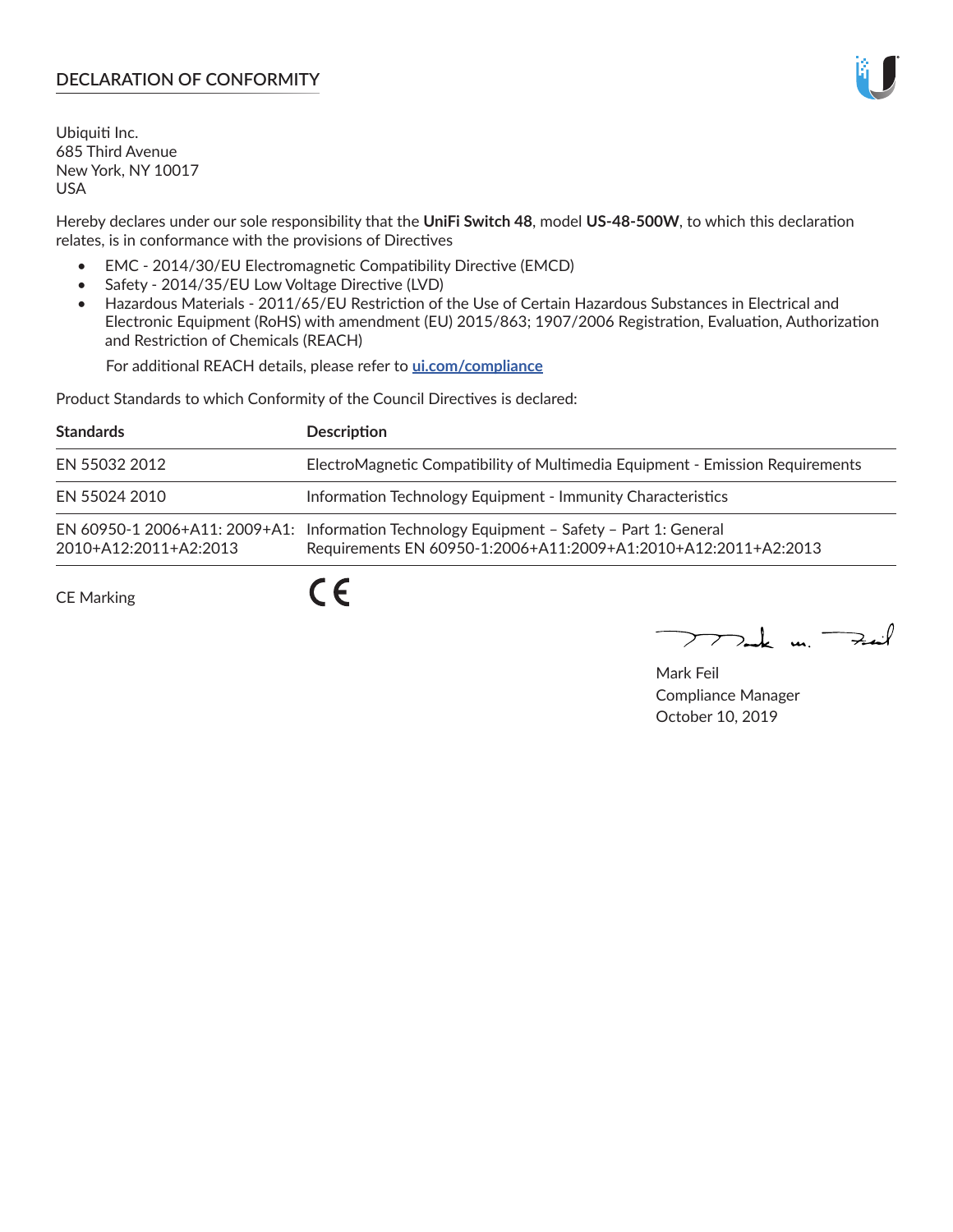## DECLARATION OF CONFORMITY

Ubiquiti Inc.
685 Third Avenue
New York, NY 10017
USA

Hereby declares under our sole responsibility that the **UniFi Switch 48**, model **US-48-500W**, to which this declaration relates, is in conformance with the provisions of Directives

- EMC - 2014/30/EU Electromagnetic Compatibility Directive (EMCD)
- Safety - 2014/35/EU Low Voltage Directive (LVD)
- Hazardous Materials - 2011/65/EU Restriction of the Use of Certain Hazardous Substances in Electrical and Electronic Equipment (RoHS) with amendment (EU) 2015/863; 1907/2006 Registration, Evaluation, Authorization and Restriction of Chemicals (REACH)

  For additional REACH details, please refer to **ui.com/compliance**

Product Standards to which Conformity of the Council Directives is declared:

| Standards | Description |
|---|---|
| EN 55032 2012 | ElectroMagnetic Compatibility of Multimedia Equipment - Emission Requirements |
| EN 55024 2010 | Information Technology Equipment - Immunity Characteristics |
| EN 60950-1 2006+A11: 2009+A1: 2010+A12:2011+A2:2013 | Information Technology Equipment – Safety – Part 1: General Requirements EN 60950-1:2006+A11:2009+A1:2010+A12:2011+A2:2013 |

CE Marking CE

Mark Feil
Compliance Manager
October 10, 2019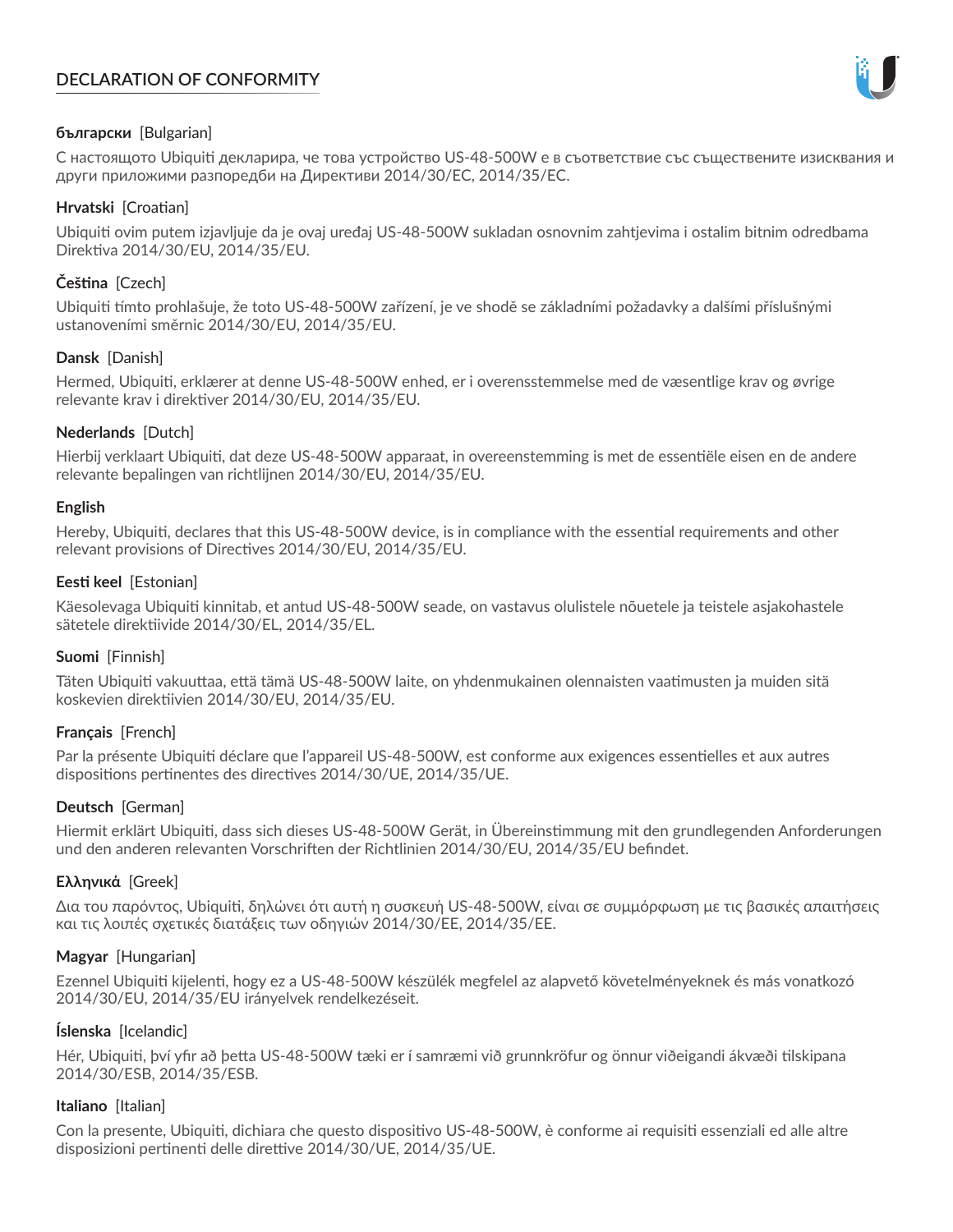# DECLARATION OF CONFORMITY

**български** [Bulgarian]

С настоящото Ubiquiti декларира, че това устройство US-48-500W е в съответствие със съществените изисквания и други приложими разпоредби на Директиви 2014/30/ЕС, 2014/35/ЕС.

**Hrvatski** [Croatian]

Ubiquiti ovim putem izjavljuje da je ovaj uređaj US-48-500W sukladan osnovnim zahtjevima i ostalim bitnim odredbama Direktiva 2014/30/EU, 2014/35/EU.

**Čeština** [Czech]

Ubiquiti tímto prohlašuje, že toto US-48-500W zařízení, je ve shodě se základními požadavky a dalšími příslušnými ustanoveními směrnic 2014/30/EU, 2014/35/EU.

**Dansk** [Danish]

Hermed, Ubiquiti, erklærer at denne US-48-500W enhed, er i overensstemmelse med de væsentlige krav og øvrige relevante krav i direktiver 2014/30/EU, 2014/35/EU.

**Nederlands** [Dutch]

Hierbij verklaart Ubiquiti, dat deze US-48-500W apparaat, in overeenstemming is met de essentiële eisen en de andere relevante bepalingen van richtlijnen 2014/30/EU, 2014/35/EU.

**English**

Hereby, Ubiquiti, declares that this US-48-500W device, is in compliance with the essential requirements and other relevant provisions of Directives 2014/30/EU, 2014/35/EU.

**Eesti keel** [Estonian]

Käesolevaga Ubiquiti kinnitab, et antud US-48-500W seade, on vastavus olulistele nõuetele ja teistele asjakohastele sätetele direktiivide 2014/30/EL, 2014/35/EL.

**Suomi** [Finnish]

Täten Ubiquiti vakuuttaa, että tämä US-48-500W laite, on yhdenmukainen olennaisten vaatimusten ja muiden sitä koskevien direktiivien 2014/30/EU, 2014/35/EU.

**Français** [French]

Par la présente Ubiquiti déclare que l'appareil US-48-500W, est conforme aux exigences essentielles et aux autres dispositions pertinentes des directives 2014/30/UE, 2014/35/UE.

**Deutsch** [German]

Hiermit erklärt Ubiquiti, dass sich dieses US-48-500W Gerät, in Übereinstimmung mit den grundlegenden Anforderungen und den anderen relevanten Vorschriften der Richtlinien 2014/30/EU, 2014/35/EU befindet.

**Ελληνικά** [Greek]

Δια του παρόντος, Ubiquiti, δηλώνει ότι αυτή η συσκευή US-48-500W, είναι σε συμμόρφωση με τις βασικές απαιτήσεις και τις λοιπές σχετικές διατάξεις των οδηγιών 2014/30/EE, 2014/35/EE.

**Magyar** [Hungarian]

Ezennel Ubiquiti kijelenti, hogy ez a US-48-500W készülék megfelel az alapvető követelményeknek és más vonatkozó 2014/30/EU, 2014/35/EU irányelvek rendelkezéseit.

**Íslenska** [Icelandic]

Hér, Ubiquiti, því yfir að þetta US-48-500W tæki er í samræmi við grunnkröfur og önnur viðeigandi ákvæði tilskipana 2014/30/ESB, 2014/35/ESB.

**Italiano** [Italian]

Con la presente, Ubiquiti, dichiara che questo dispositivo US-48-500W, è conforme ai requisiti essenziali ed alle altre disposizioni pertinenti delle direttive 2014/30/UE, 2014/35/UE.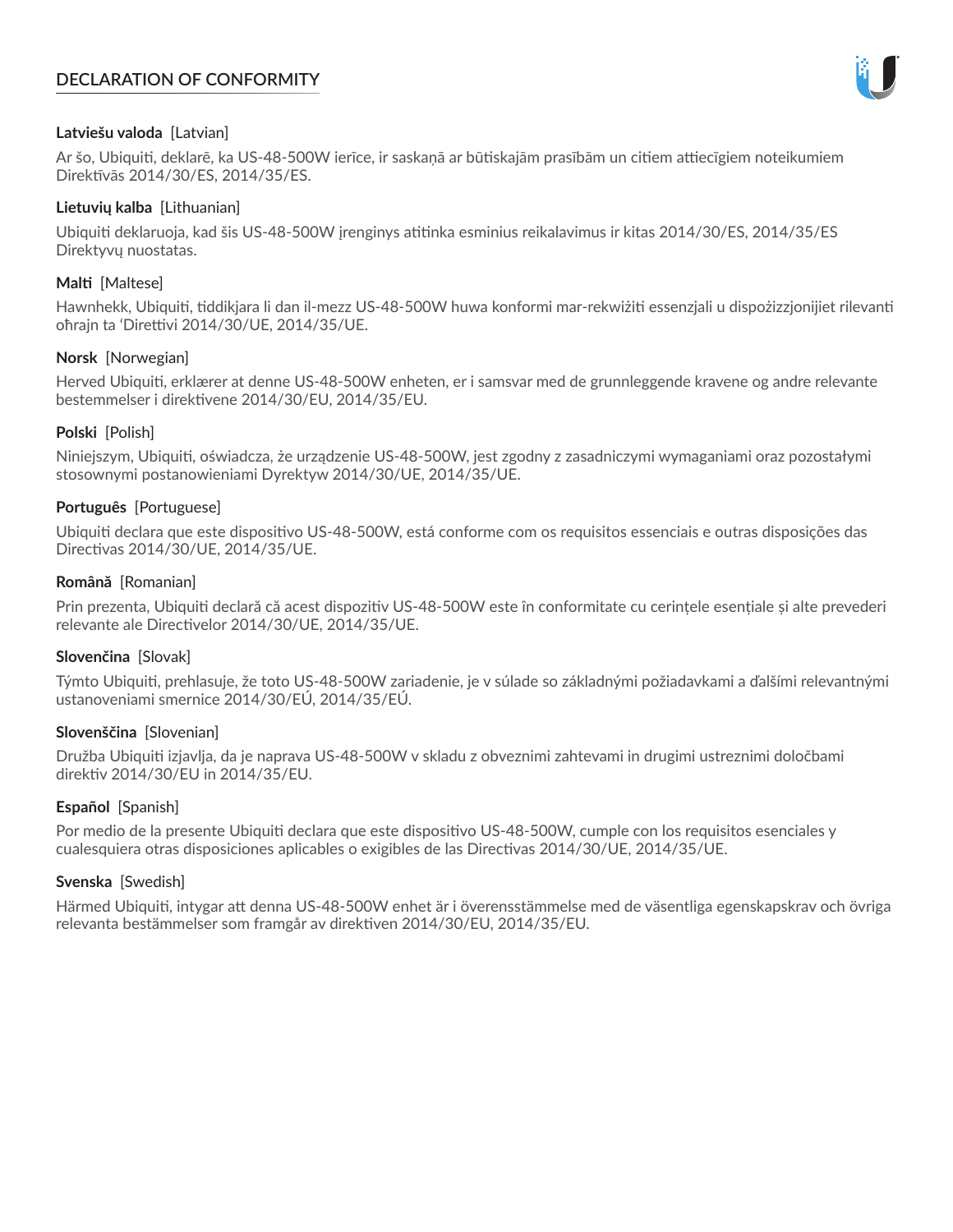**Latviešu valoda** [Latvian]

Ar šo, Ubiquiti, deklarē, ka US-48-500W ierīce, ir saskaņā ar būtiskajām prasībām un citiem attiecīgiem noteikumiem Direktīvās 2014/30/ES, 2014/35/ES.

**Lietuvių kalba** [Lithuanian]

Ubiquiti deklaruoja, kad šis US-48-500W įrenginys atitinka esminius reikalavimus ir kitas 2014/30/ES, 2014/35/ES Direktyvų nuostatas.

**Malti** [Maltese]

Hawnhekk, Ubiquiti, tiddikjara li dan il-mezz US-48-500W huwa konformi mar-rekwiżiti essenzjali u dispożizzjonijiet rilevanti oħrajn ta 'Direttivi 2014/30/UE, 2014/35/UE.

**Norsk** [Norwegian]

Herved Ubiquiti, erklærer at denne US-48-500W enheten, er i samsvar med de grunnleggende kravene og andre relevante bestemmelser i direktivene 2014/30/EU, 2014/35/EU.

**Polski** [Polish]

Niniejszym, Ubiquiti, oświadcza, że urządzenie US-48-500W, jest zgodny z zasadniczymi wymaganiami oraz pozostałymi stosownymi postanowieniami Dyrektyw 2014/30/UE, 2014/35/UE.

**Português** [Portuguese]

Ubiquiti declara que este dispositivo US-48-500W, está conforme com os requisitos essenciais e outras disposições das Directivas 2014/30/UE, 2014/35/UE.

**Română** [Romanian]

Prin prezenta, Ubiquiti declară că acest dispozitiv US-48-500W este în conformitate cu cerințele esențiale și alte prevederi relevante ale Directivelor 2014/30/UE, 2014/35/UE.

**Slovenčina** [Slovak]

Týmto Ubiquiti, prehlasuje, že toto US-48-500W zariadenie, je v súlade so základnými požiadavkami a ďalšími relevantnými ustanoveniami smernice 2014/30/EÚ, 2014/35/EÚ.

**Slovenščina** [Slovenian]

Družba Ubiquiti izjavlja, da je naprava US-48-500W v skladu z obveznimi zahtevami in drugimi ustreznimi določbami direktiv 2014/30/EU in 2014/35/EU.

**Español** [Spanish]

Por medio de la presente Ubiquiti declara que este dispositivo US-48-500W, cumple con los requisitos esenciales y cualesquiera otras disposiciones aplicables o exigibles de las Directivas 2014/30/UE, 2014/35/UE.

**Svenska** [Swedish]

Härmed Ubiquiti, intygar att denna US-48-500W enhet är i överensstämmelse med de väsentliga egenskapskrav och övriga relevanta bestämmelser som framgår av direktiven 2014/30/EU, 2014/35/EU.